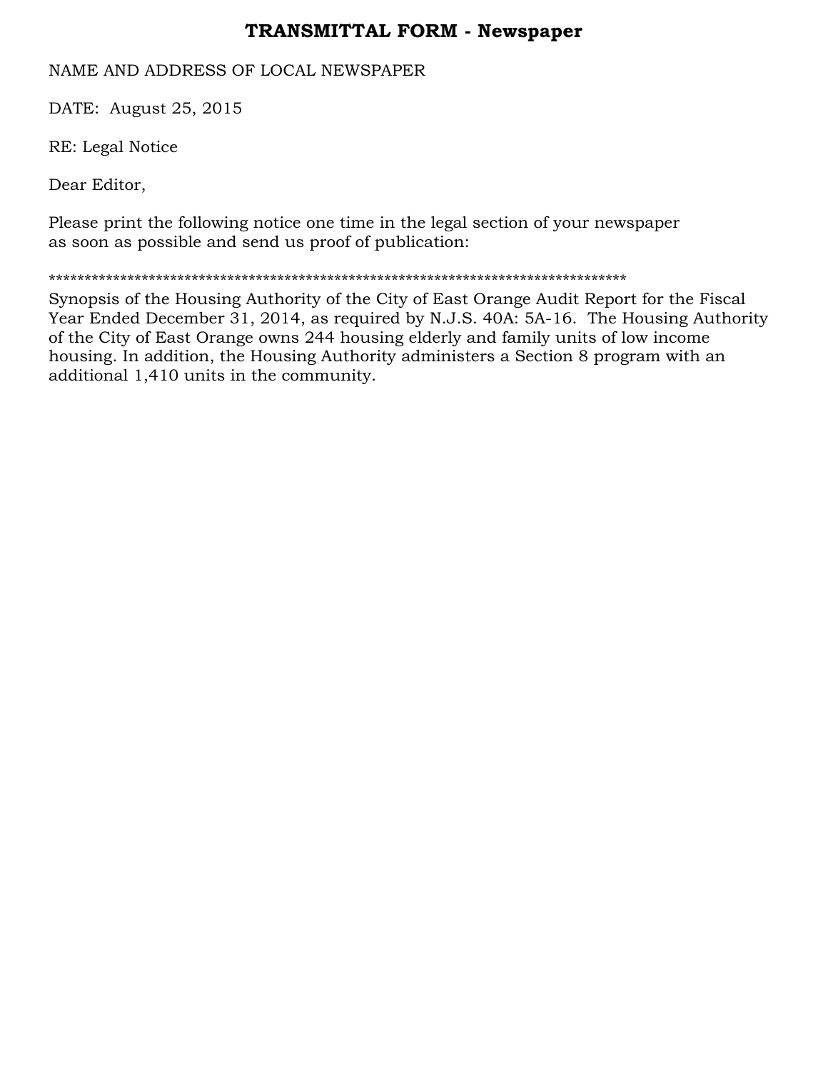# TRANSMITTAL FORM - Newspaper

NAME AND ADDRESS OF LOCAL NEWSPAPER

DATE: August 25, 2015

RE: Legal Notice

Dear Editor,

Please print the following notice one time in the legal section of your newspaper as soon as possible and send us proof of publication:

************************************************************************************

Synopsis of the Housing Authority of the City of East Orange Audit Report for the Fiscal Year Ended December 31, 2014, as required by N.J.S. 40A: 5A-16. The Housing Authority of the City of East Orange owns 244 housing elderly and family units of low income housing. In addition, the Housing Authority administers a Section 8 program with an additional 1,410 units in the community.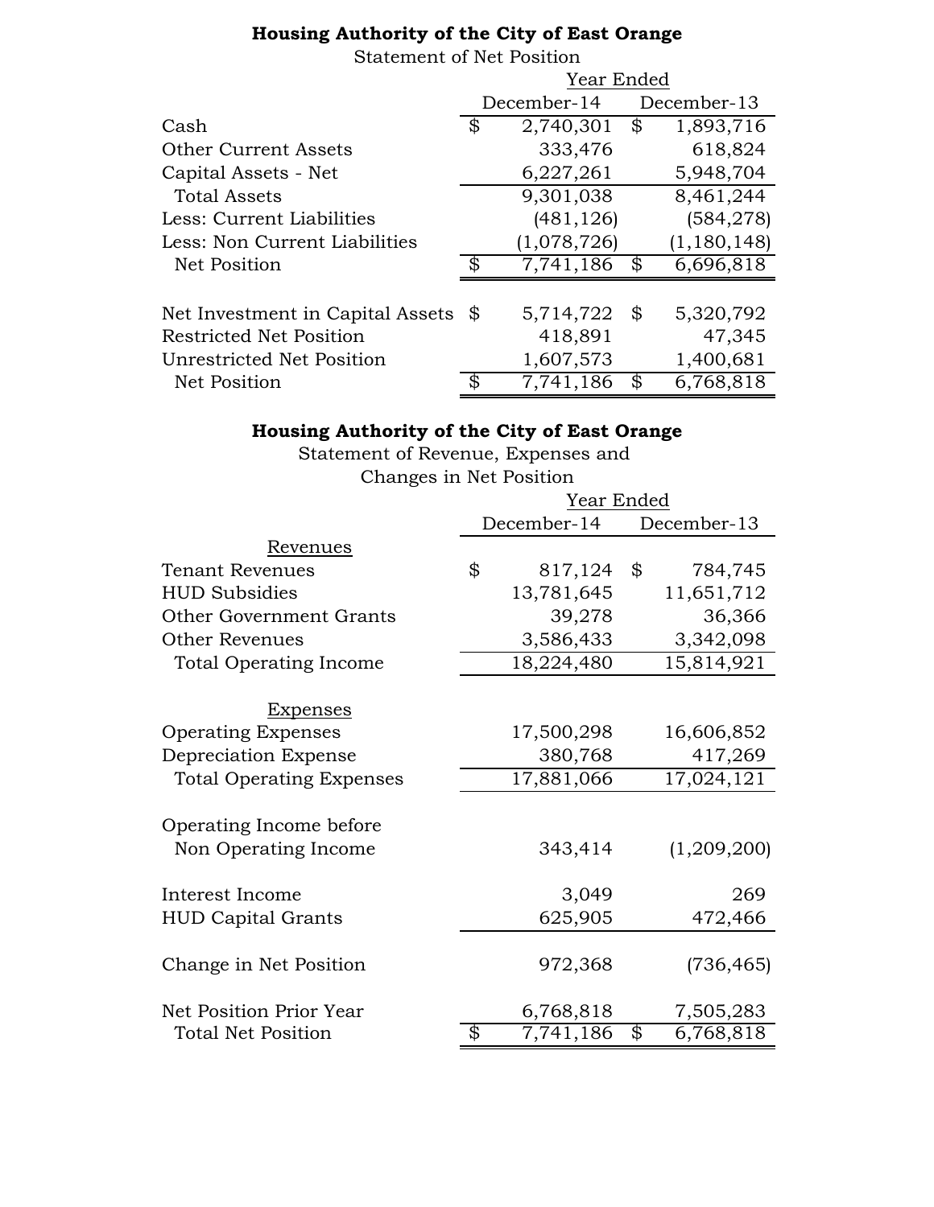**Housing Authority of the City of East Orange**

Statement of Net Position

| | Year Ended | |
|---|---|---|
| | December-14 | December-13 |
| Cash | $ 2,740,301 | $ 1,893,716 |
| Other Current Assets | 333,476 | 618,824 |
| Capital Assets - Net | 6,227,261 | 5,948,704 |
| Total Assets | 9,301,038 | 8,461,244 |
| Less: Current Liabilities | (481,126) | (584,278) |
| Less: Non Current Liabilities | (1,078,726) | (1,180,148) |
| Net Position | $ 7,741,186 | $ 6,696,818 |
| | | |
| Net Investment in Capital Assets | $ 5,714,722 | $ 5,320,792 |
| Restricted Net Position | 418,891 | 47,345 |
| Unrestricted Net Position | 1,607,573 | 1,400,681 |
| Net Position | $ 7,741,186 | $ 6,768,818 |

**Housing Authority of the City of East Orange**

Statement of Revenue, Expenses and Changes in Net Position

| | Year Ended | |
|---|---|---|
| | December-14 | December-13 |
| Revenues | | |
| Tenant Revenues | $ 817,124 | $ 784,745 |
| HUD Subsidies | 13,781,645 | 11,651,712 |
| Other Government Grants | 39,278 | 36,366 |
| Other Revenues | 3,586,433 | 3,342,098 |
| Total Operating Income | 18,224,480 | 15,814,921 |
| | | |
| Expenses | | |
| Operating Expenses | 17,500,298 | 16,606,852 |
| Depreciation Expense | 380,768 | 417,269 |
| Total Operating Expenses | 17,881,066 | 17,024,121 |
| | | |
| Operating Income before Non Operating Income | 343,414 | (1,209,200) |
| | | |
| Interest Income | 3,049 | 269 |
| HUD Capital Grants | 625,905 | 472,466 |
| | | |
| Change in Net Position | 972,368 | (736,465) |
| | | |
| Net Position Prior Year | 6,768,818 | 7,505,283 |
| Total Net Position | $ 7,741,186 | $ 6,768,818 |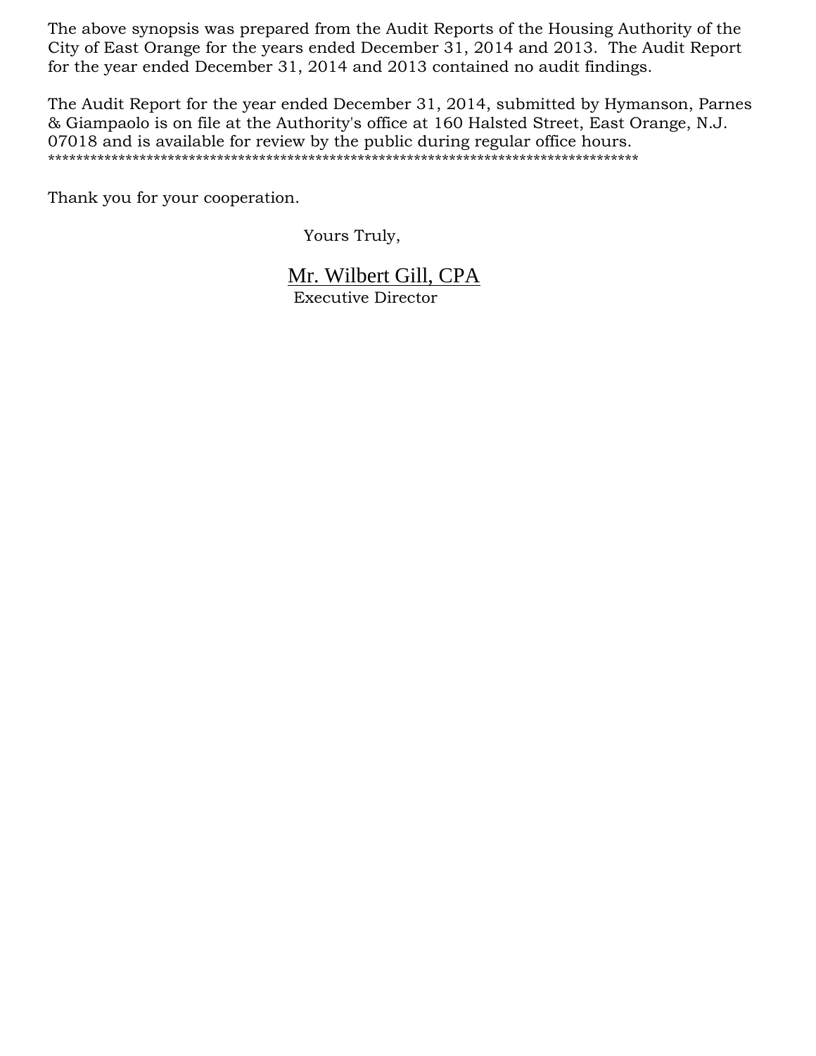The above synopsis was prepared from the Audit Reports of the Housing Authority of the City of East Orange for the years ended December 31, 2014 and 2013. The Audit Report for the year ended December 31, 2014 and 2013 contained no audit findings.

The Audit Report for the year ended December 31, 2014, submitted by Hymanson, Parnes & Giampaolo is on file at the Authority's office at 160 Halsted Street, East Orange, N.J. 07018 and is available for review by the public during regular office hours.
*****************************************************************************************

Thank you for your cooperation.

Yours Truly,

Mr. Wilbert Gill, CPA
Executive Director